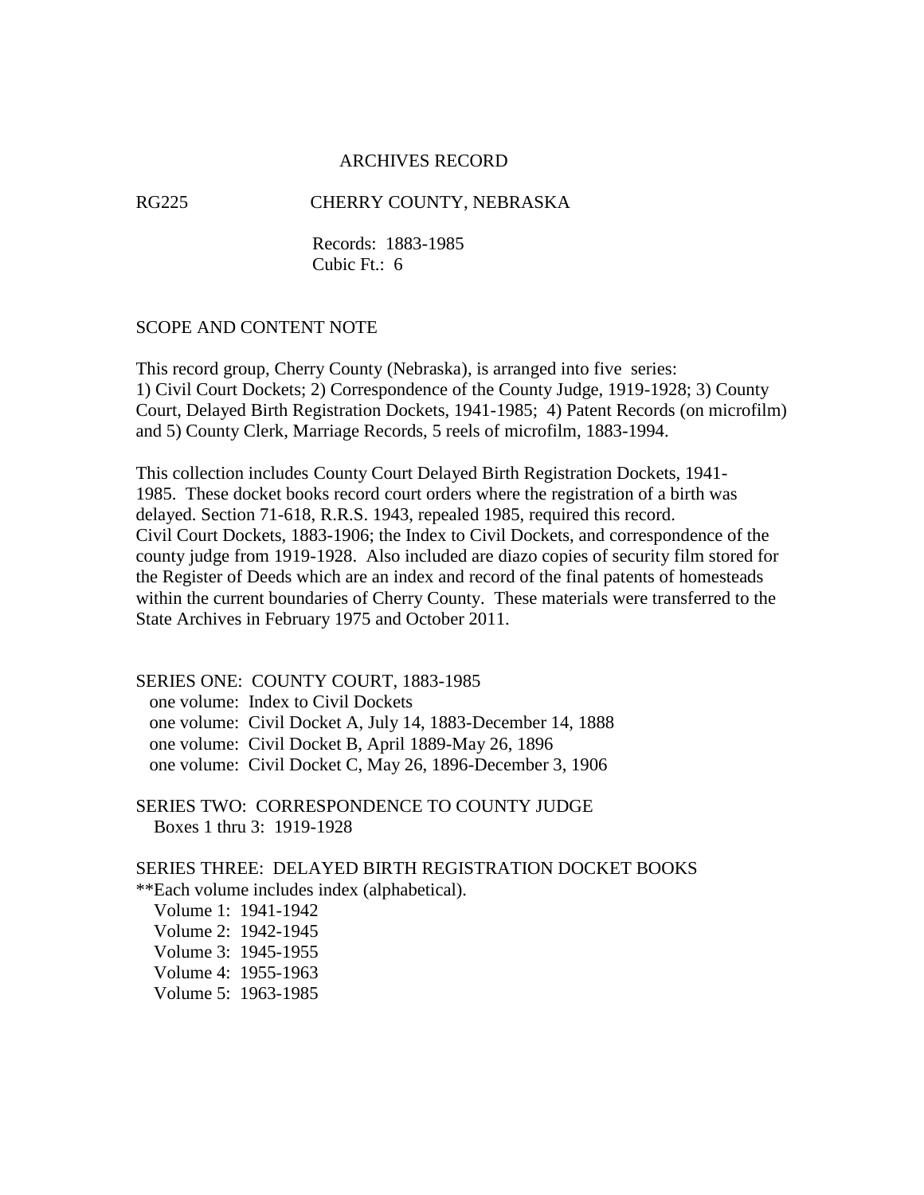# ARCHIVES RECORD

RG225 CHERRY COUNTY, NEBRASKA

Records: 1883-1985
Cubic Ft.: 6

## SCOPE AND CONTENT NOTE

This record group, Cherry County (Nebraska), is arranged into five series:
1) Civil Court Dockets; 2) Correspondence of the County Judge, 1919-1928; 3) County Court, Delayed Birth Registration Dockets, 1941-1985; 4) Patent Records (on microfilm) and 5) County Clerk, Marriage Records, 5 reels of microfilm, 1883-1994.

This collection includes County Court Delayed Birth Registration Dockets, 1941-1985. These docket books record court orders where the registration of a birth was delayed. Section 71-618, R.R.S. 1943, repealed 1985, required this record.
Civil Court Dockets, 1883-1906; the Index to Civil Dockets, and correspondence of the county judge from 1919-1928. Also included are diazo copies of security film stored for the Register of Deeds which are an index and record of the final patents of homesteads within the current boundaries of Cherry County. These materials were transferred to the State Archives in February 1975 and October 2011.

## SERIES ONE: COUNTY COURT, 1883-1985

- one volume: Index to Civil Dockets
- one volume: Civil Docket A, July 14, 1883-December 14, 1888
- one volume: Civil Docket B, April 1889-May 26, 1896
- one volume: Civil Docket C, May 26, 1896-December 3, 1906

## SERIES TWO: CORRESPONDENCE TO COUNTY JUDGE

Boxes 1 thru 3: 1919-1928

## SERIES THREE: DELAYED BIRTH REGISTRATION DOCKET BOOKS

**Each volume includes index (alphabetical).

- Volume 1: 1941-1942
- Volume 2: 1942-1945
- Volume 3: 1945-1955
- Volume 4: 1955-1963
- Volume 5: 1963-1985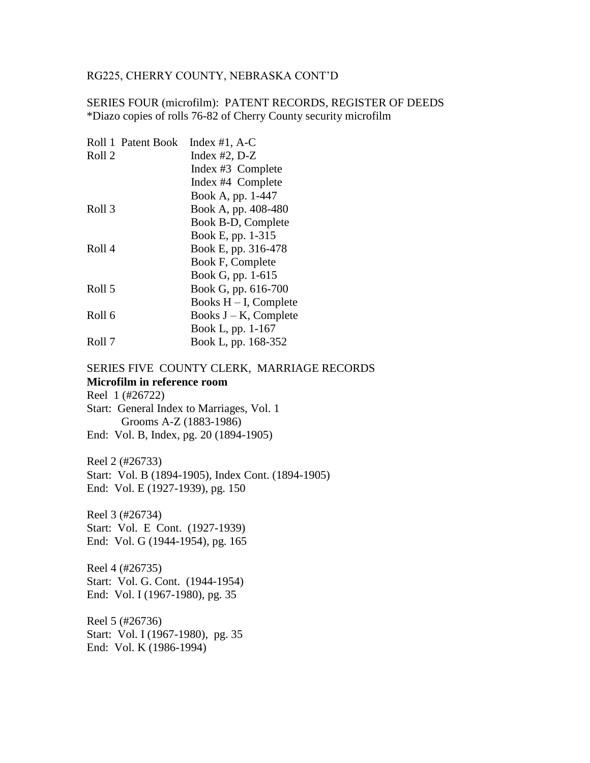RG225, CHERRY COUNTY, NEBRASKA CONT'D

SERIES FOUR (microfilm): PATENT RECORDS, REGISTER OF DEEDS
*Diazo copies of rolls 76-82 of Cherry County security microfilm

| | |
|---|---|
| Roll 1 Patent Book | Index #1, A-C |
| Roll 2 | Index #2, D-Z |
| | Index #3 Complete |
| | Index #4 Complete |
| | Book A, pp. 1-447 |
| Roll 3 | Book A, pp. 408-480 |
| | Book B-D, Complete |
| | Book E, pp. 1-315 |
| Roll 4 | Book E, pp. 316-478 |
| | Book F, Complete |
| | Book G, pp. 1-615 |
| Roll 5 | Book G, pp. 616-700 |
| | Books H – I, Complete |
| Roll 6 | Books J – K, Complete |
| | Book L, pp. 1-167 |
| Roll 7 | Book L, pp. 168-352 |

SERIES FIVE COUNTY CLERK, MARRIAGE RECORDS

**Microfilm in reference room**

Reel 1 (#26722)
Start: General Index to Marriages, Vol. 1
Grooms A-Z (1883-1986)
End: Vol. B, Index, pg. 20 (1894-1905)

Reel 2 (#26733)
Start: Vol. B (1894-1905), Index Cont. (1894-1905)
End: Vol. E (1927-1939), pg. 150

Reel 3 (#26734)
Start: Vol. E Cont. (1927-1939)
End: Vol. G (1944-1954), pg. 165

Reel 4 (#26735)
Start: Vol. G. Cont. (1944-1954)
End: Vol. I (1967-1980), pg. 35

Reel 5 (#26736)
Start: Vol. I (1967-1980), pg. 35
End: Vol. K (1986-1994)